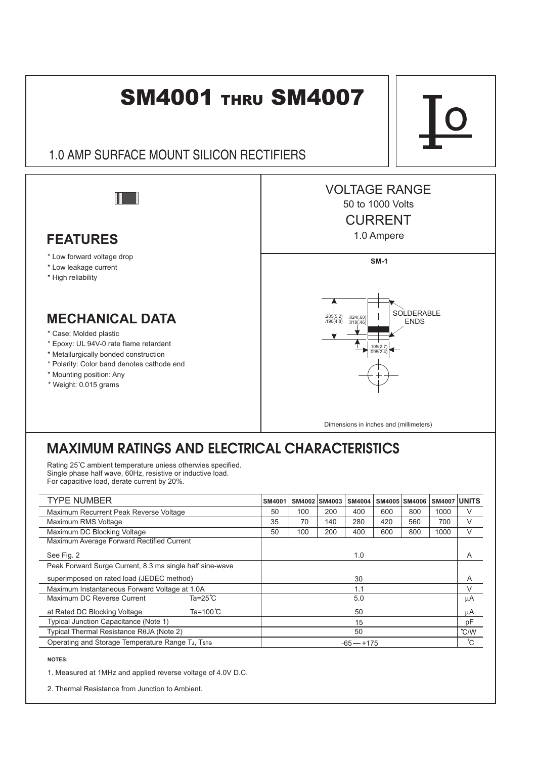# SM4001 THRU SM4007

## 1.0 AMP SURFACE MOUNT SILICON RECTIFIERS

**VOLTAGE RANGE**
50 to 1000 Volts
**CURRENT**
1.0 Ampere

## FEATURES

* Low forward voltage drop
* Low leakage current
* High reliability

## MECHANICAL DATA

* Case: Molded plastic
* Epoxy: UL 94V-0 rate flame retardant
* Metallurgically bonded construction
* Polarity: Color band denotes cathode end
* Mounting position: Any
* Weight: 0.015 grams

**SM-1**

.205(5.2) .190(4.8)
.024(.60) .018(.46)
.105(2.7) .095(2.4)
SOLDERABLE ENDS

Dimensions in inches and (millimeters)

## MAXIMUM RATINGS AND ELECTRICAL CHARACTERISTICS

Rating 25°C ambient temperature uniess otherwies specified.
Single phase half wave, 60Hz, resistive or inductive load.
For capacitive load, derate current by 20%.

| TYPE NUMBER | | SM4001 | SM4002 | SM4003 | SM4004 | SM4005 | SM4006 | SM4007 | UNITS |
|---|---|---|---|---|---|---|---|---|---|
| Maximum Recurrent Peak Reverse Voltage | | 50 | 100 | 200 | 400 | 600 | 800 | 1000 | V |
| Maximum RMS Voltage | | 35 | 70 | 140 | 280 | 420 | 560 | 700 | V |
| Maximum DC Blocking Voltage | | 50 | 100 | 200 | 400 | 600 | 800 | 1000 | V |
| Maximum Average Forward Rectified Current See Fig. 2 | | 1.0 | | | | | | | A |
| Peak Forward Surge Current, 8.3 ms single half sine-wave superimposed on rated load (JEDEC method) | | 30 | | | | | | | A |
| Maximum Instantaneous Forward Voltage at 1.0A | | 1.1 | | | | | | | V |
| Maximum DC Reverse Current | Ta=25°C | 5.0 | | | | | | | μA |
| at Rated DC Blocking Voltage | Ta=100°C | 50 | | | | | | | μA |
| Typical Junction Capacitance (Note 1) | | 15 | | | | | | | pF |
| Typical Thermal Resistance RθJA (Note 2) | | 50 | | | | | | | °C/W |
| Operating and Storage Temperature Range $T_J$, $T_{STG}$ | | -65 — +175 | | | | | | | °C |

**NOTES:**

1. Measured at 1MHz and applied reverse voltage of 4.0V D.C.

2. Thermal Resistance from Junction to Ambient.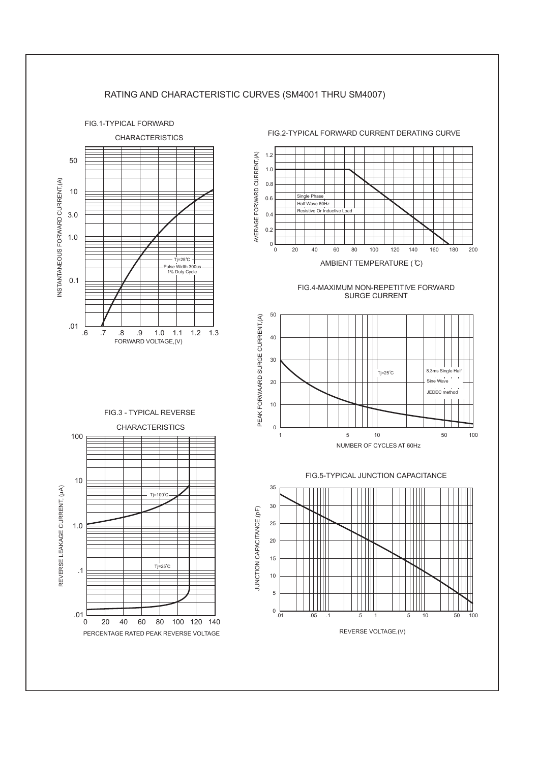# RATING AND CHARACTERISTIC CURVES (SM4001 THRU SM4007)

FIG.1-TYPICAL FORWARD CHARACTERISTICS

INSTANTANEOUS FORWARD CURRENT,(A)

50
10
3.0
1.0
0.1
.01

.6 .7 .8 .9 1.0 1.1 1.2 1.3

FORWARD VOLTAGE,(V)

Tj=25℃
Pulse Width 300us
1% Duty Cycle

FIG.2-TYPICAL FORWARD CURRENT DERATING CURVE

AVERAGE FORWARD CURRENT,(A)

1.2
1.0
0.8
0.6
0.4
0.2
0

0 20 40 60 80 100 120 140 160 180 200

AMBIENT TEMPERATURE (℃)

Single Phase
Half Wave 60Hz
Resistive Or Inductive Load

FIG.3 - TYPICAL REVERSE CHARACTERISTICS

REVERSE LEAKAGE CURRENT, (μA)

100
10
1.0
.1
.01

0 20 40 60 80 100 120 140

PERCENTAGE RATED PEAK REVERSE VOLTAGE

Tj=100℃
Tj=25℃

FIG.4-MAXIMUM NON-REPETITIVE FORWARD SURGE CURRENT

PEAK FORWAARD SURGE CURRENT,(A)

50
40
30
20
10
0

1 5 10 50 100

NUMBER OF CYCLES AT 60Hz

Tj=25℃

8.3ms Single Half
Sine Wave
JEDEC method

FIG.5-TYPICAL JUNCTION CAPACITANCE

JUNCTION CAPACITANCE,(pF)

35
30
25
20
15
10
5
0

.01 .05 .1 .5 1 5 10 50 100

REVERSE VOLTAGE,(V)